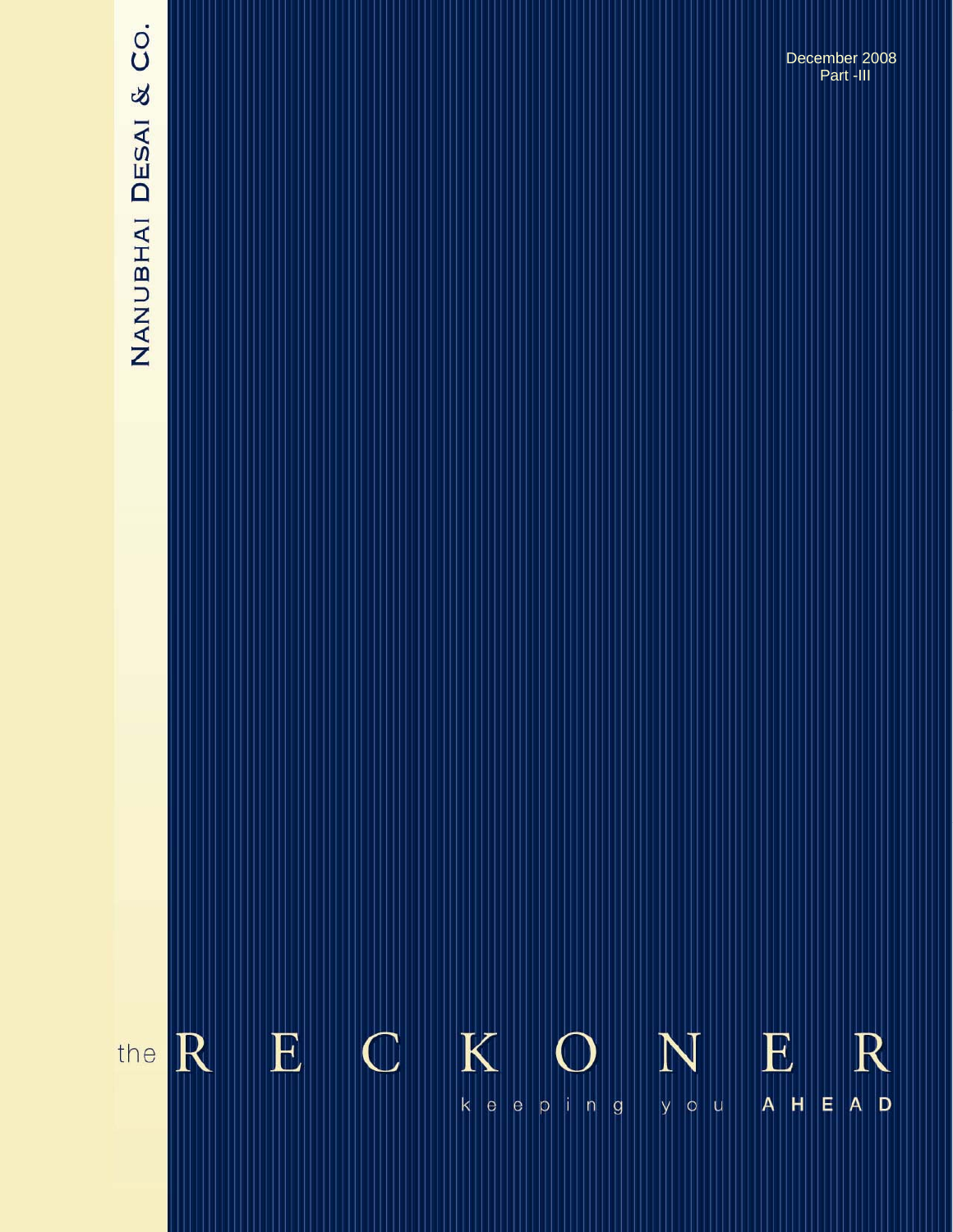NANUBHAI DESAI & CO.

December 2008
Part -III

# the RECKONER

keeping you AHEAD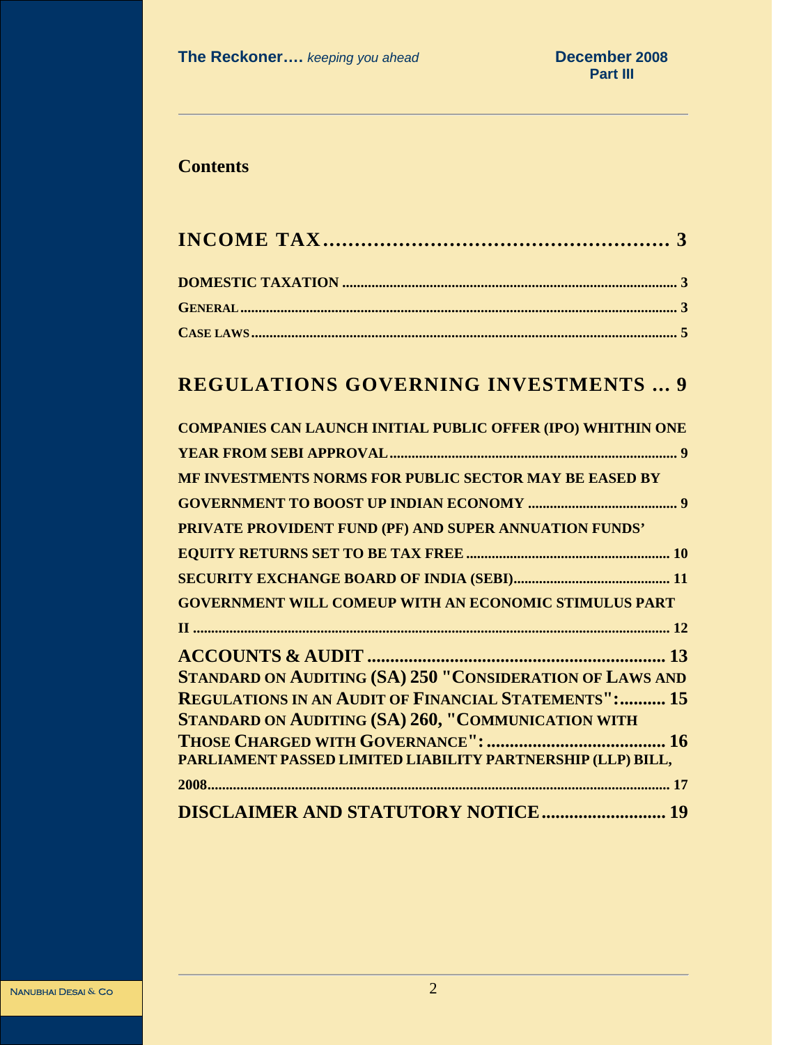## Contents

**INCOME TAX...................................................... 3**

- DOMESTIC TAXATION ............................................................................................ 3
- GENERAL ........................................................................................................ 3
- CASE LAWS ...................................................................................................... 5

**REGULATIONS GOVERNING INVESTMENTS ... 9**

- COMPANIES CAN LAUNCH INITIAL PUBLIC OFFER (IPO) WHITHIN ONE YEAR FROM SEBI APPROVAL ............................................................................... 9
- MF INVESTMENTS NORMS FOR PUBLIC SECTOR MAY BE EASED BY GOVERNMENT TO BOOST UP INDIAN ECONOMY ......................................... 9
- PRIVATE PROVIDENT FUND (PF) AND SUPER ANNUATION FUNDS' EQUITY RETURNS SET TO BE TAX FREE ....................................................... 10
- SECURITY EXCHANGE BOARD OF INDIA (SEBI) .......................................... 11
- GOVERNMENT WILL COMEUP WITH AN ECONOMIC STIMULUS PART II ................................................................................................................ 12

**ACCOUNTS & AUDIT ................................................................ 13**

- STANDARD ON AUDITING (SA) 250 "CONSIDERATION OF LAWS AND REGULATIONS IN AN AUDIT OF FINANCIAL STATEMENTS":.......... 15
- STANDARD ON AUDITING (SA) 260, "COMMUNICATION WITH THOSE CHARGED WITH GOVERNANCE": ....................................... 16
- PARLIAMENT PASSED LIMITED LIABILITY PARTNERSHIP (LLP) BILL, 2008.......................................................................................................... 17

**DISCLAIMER AND STATUTORY NOTICE.......................... 19**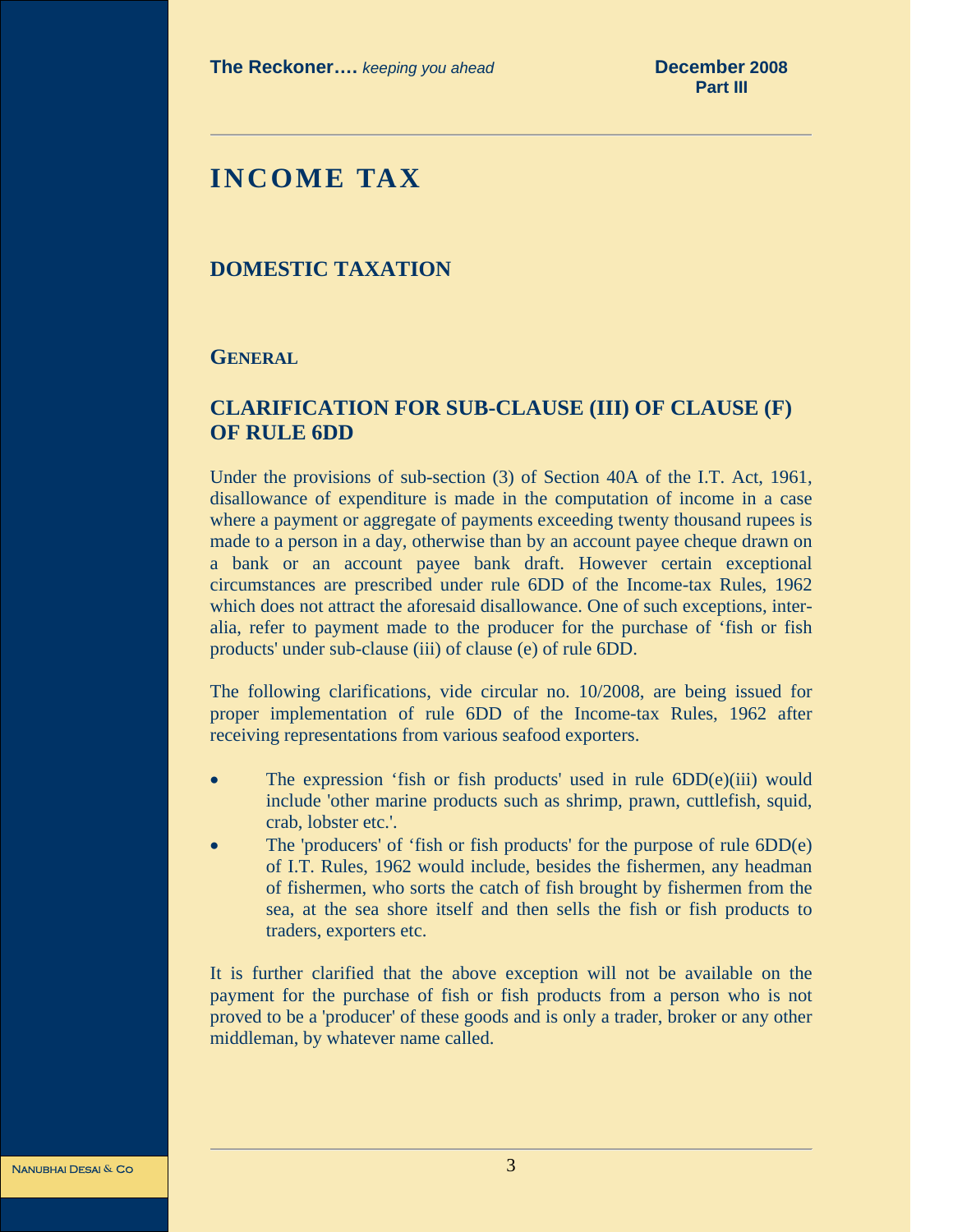# INCOME TAX

## DOMESTIC TAXATION

### GENERAL

### CLARIFICATION FOR SUB-CLAUSE (III) OF CLAUSE (F) OF RULE 6DD

Under the provisions of sub-section (3) of Section 40A of the I.T. Act, 1961, disallowance of expenditure is made in the computation of income in a case where a payment or aggregate of payments exceeding twenty thousand rupees is made to a person in a day, otherwise than by an account payee cheque drawn on a bank or an account payee bank draft. However certain exceptional circumstances are prescribed under rule 6DD of the Income-tax Rules, 1962 which does not attract the aforesaid disallowance. One of such exceptions, inter-alia, refer to payment made to the producer for the purchase of 'fish or fish products' under sub-clause (iii) of clause (e) of rule 6DD.

The following clarifications, vide circular no. 10/2008, are being issued for proper implementation of rule 6DD of the Income-tax Rules, 1962 after receiving representations from various seafood exporters.

- The expression 'fish or fish products' used in rule 6DD(e)(iii) would include 'other marine products such as shrimp, prawn, cuttlefish, squid, crab, lobster etc.'.
- The 'producers' of 'fish or fish products' for the purpose of rule 6DD(e) of I.T. Rules, 1962 would include, besides the fishermen, any headman of fishermen, who sorts the catch of fish brought by fishermen from the sea, at the sea shore itself and then sells the fish or fish products to traders, exporters etc.

It is further clarified that the above exception will not be available on the payment for the purchase of fish or fish products from a person who is not proved to be a 'producer' of these goods and is only a trader, broker or any other middleman, by whatever name called.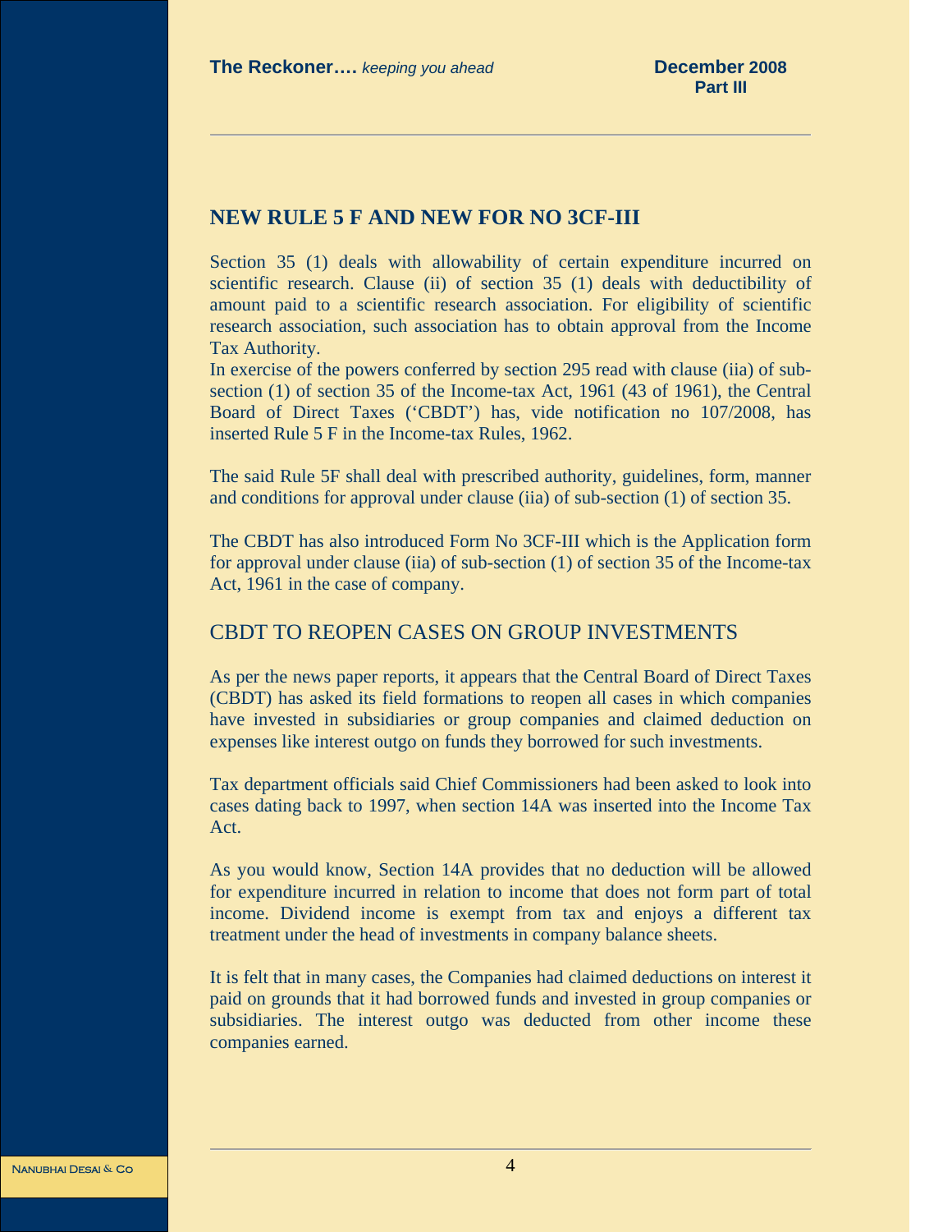## NEW RULE 5 F AND NEW FOR NO 3CF-III

Section 35 (1) deals with allowability of certain expenditure incurred on scientific research. Clause (ii) of section 35 (1) deals with deductibility of amount paid to a scientific research association. For eligibility of scientific research association, such association has to obtain approval from the Income Tax Authority.
In exercise of the powers conferred by section 295 read with clause (iia) of sub-section (1) of section 35 of the Income-tax Act, 1961 (43 of 1961), the Central Board of Direct Taxes ('CBDT') has, vide notification no 107/2008, has inserted Rule 5 F in the Income-tax Rules, 1962.

The said Rule 5F shall deal with prescribed authority, guidelines, form, manner and conditions for approval under clause (iia) of sub-section (1) of section 35.

The CBDT has also introduced Form No 3CF-III which is the Application form for approval under clause (iia) of sub-section (1) of section 35 of the Income-tax Act, 1961 in the case of company.

## CBDT TO REOPEN CASES ON GROUP INVESTMENTS

As per the news paper reports, it appears that the Central Board of Direct Taxes (CBDT) has asked its field formations to reopen all cases in which companies have invested in subsidiaries or group companies and claimed deduction on expenses like interest outgo on funds they borrowed for such investments.

Tax department officials said Chief Commissioners had been asked to look into cases dating back to 1997, when section 14A was inserted into the Income Tax Act.

As you would know, Section 14A provides that no deduction will be allowed for expenditure incurred in relation to income that does not form part of total income. Dividend income is exempt from tax and enjoys a different tax treatment under the head of investments in company balance sheets.

It is felt that in many cases, the Companies had claimed deductions on interest it paid on grounds that it had borrowed funds and invested in group companies or subsidiaries. The interest outgo was deducted from other income these companies earned.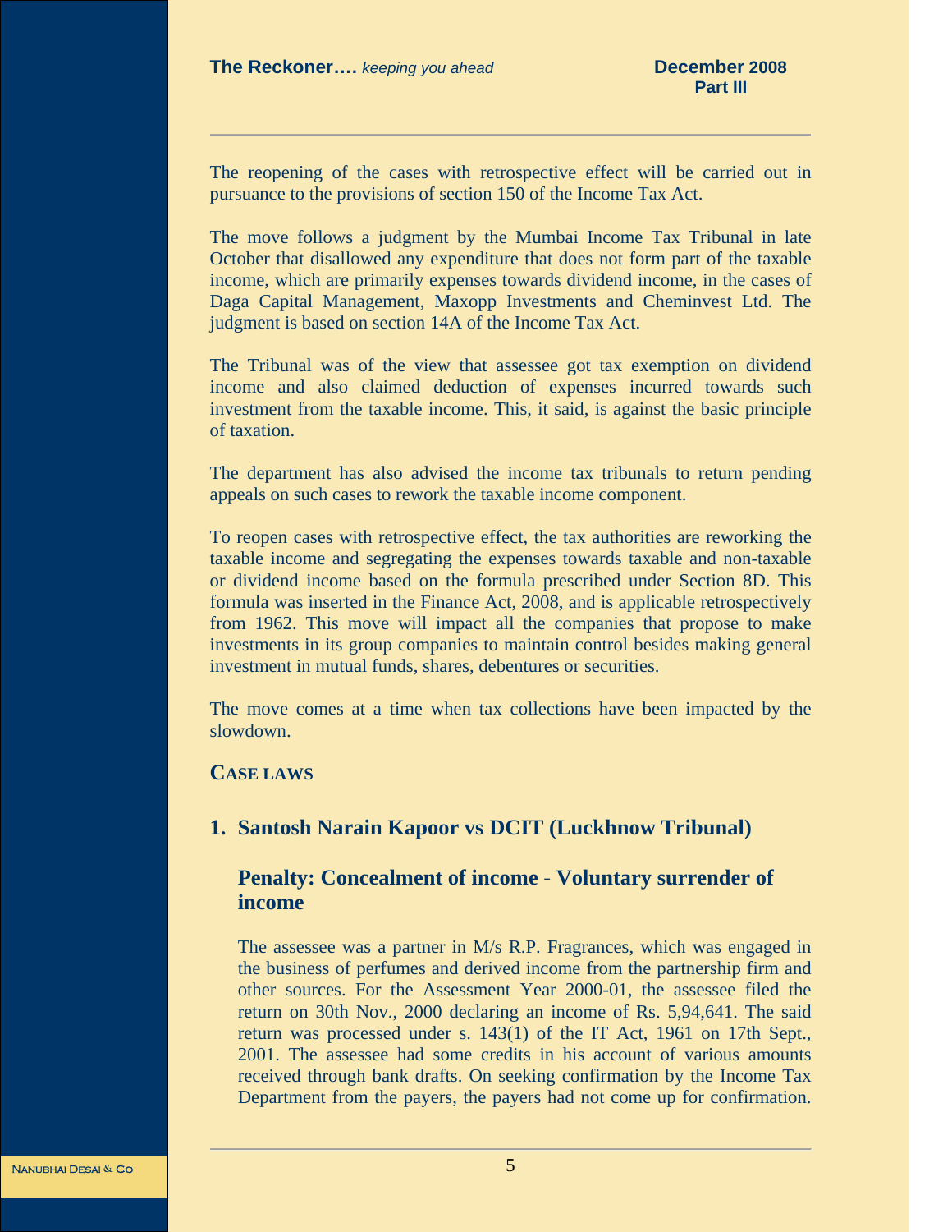The reopening of the cases with retrospective effect will be carried out in pursuance to the provisions of section 150 of the Income Tax Act.

The move follows a judgment by the Mumbai Income Tax Tribunal in late October that disallowed any expenditure that does not form part of the taxable income, which are primarily expenses towards dividend income, in the cases of Daga Capital Management, Maxopp Investments and Cheminvest Ltd. The judgment is based on section 14A of the Income Tax Act.

The Tribunal was of the view that assessee got tax exemption on dividend income and also claimed deduction of expenses incurred towards such investment from the taxable income. This, it said, is against the basic principle of taxation.

The department has also advised the income tax tribunals to return pending appeals on such cases to rework the taxable income component.

To reopen cases with retrospective effect, the tax authorities are reworking the taxable income and segregating the expenses towards taxable and non-taxable or dividend income based on the formula prescribed under Section 8D. This formula was inserted in the Finance Act, 2008, and is applicable retrospectively from 1962. This move will impact all the companies that propose to make investments in its group companies to maintain control besides making general investment in mutual funds, shares, debentures or securities.

The move comes at a time when tax collections have been impacted by the slowdown.

## CASE LAWS

### 1. Santosh Narain Kapoor vs DCIT (Luckhnow Tribunal)

#### Penalty: Concealment of income - Voluntary surrender of income

The assessee was a partner in M/s R.P. Fragrances, which was engaged in the business of perfumes and derived income from the partnership firm and other sources. For the Assessment Year 2000-01, the assessee filed the return on 30th Nov., 2000 declaring an income of Rs. 5,94,641. The said return was processed under s. 143(1) of the IT Act, 1961 on 17th Sept., 2001. The assessee had some credits in his account of various amounts received through bank drafts. On seeking confirmation by the Income Tax Department from the payers, the payers had not come up for confirmation.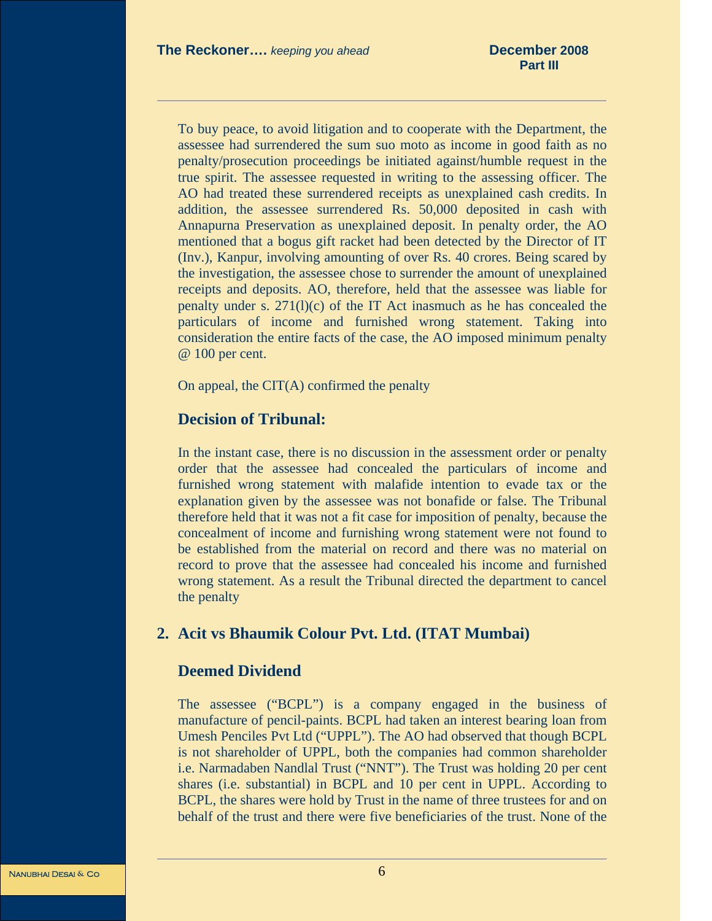To buy peace, to avoid litigation and to cooperate with the Department, the assessee had surrendered the sum suo moto as income in good faith as no penalty/prosecution proceedings be initiated against/humble request in the true spirit. The assessee requested in writing to the assessing officer. The AO had treated these surrendered receipts as unexplained cash credits. In addition, the assessee surrendered Rs. 50,000 deposited in cash with Annapurna Preservation as unexplained deposit. In penalty order, the AO mentioned that a bogus gift racket had been detected by the Director of IT (Inv.), Kanpur, involving amounting of over Rs. 40 crores. Being scared by the investigation, the assessee chose to surrender the amount of unexplained receipts and deposits. AO, therefore, held that the assessee was liable for penalty under s. 271(l)(c) of the IT Act inasmuch as he has concealed the particulars of income and furnished wrong statement. Taking into consideration the entire facts of the case, the AO imposed minimum penalty @ 100 per cent.

On appeal, the CIT(A) confirmed the penalty

### Decision of Tribunal:

In the instant case, there is no discussion in the assessment order or penalty order that the assessee had concealed the particulars of income and furnished wrong statement with malafide intention to evade tax or the explanation given by the assessee was not bonafide or false. The Tribunal therefore held that it was not a fit case for imposition of penalty, because the concealment of income and furnishing wrong statement were not found to be established from the material on record and there was no material on record to prove that the assessee had concealed his income and furnished wrong statement. As a result the Tribunal directed the department to cancel the penalty

## 2. Acit vs Bhaumik Colour Pvt. Ltd. (ITAT Mumbai)

### Deemed Dividend

The assessee ("BCPL") is a company engaged in the business of manufacture of pencil-paints. BCPL had taken an interest bearing loan from Umesh Penciles Pvt Ltd ("UPPL"). The AO had observed that though BCPL is not shareholder of UPPL, both the companies had common shareholder i.e. Narmadaben Nandlal Trust ("NNT"). The Trust was holding 20 per cent shares (i.e. substantial) in BCPL and 10 per cent in UPPL. According to BCPL, the shares were hold by Trust in the name of three trustees for and on behalf of the trust and there were five beneficiaries of the trust. None of the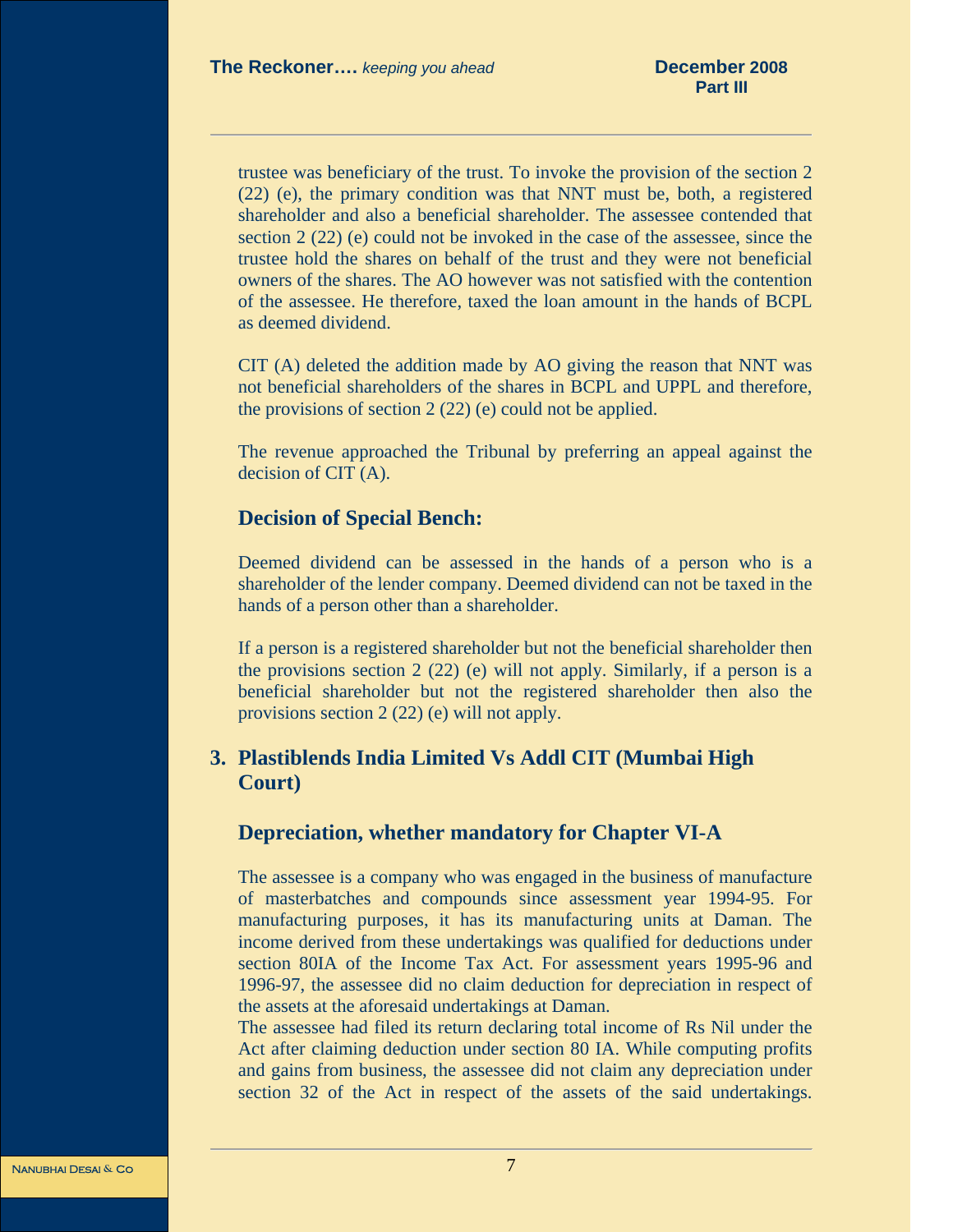trustee was beneficiary of the trust. To invoke the provision of the section 2 (22) (e), the primary condition was that NNT must be, both, a registered shareholder and also a beneficial shareholder. The assessee contended that section 2 (22) (e) could not be invoked in the case of the assessee, since the trustee hold the shares on behalf of the trust and they were not beneficial owners of the shares. The AO however was not satisfied with the contention of the assessee. He therefore, taxed the loan amount in the hands of BCPL as deemed dividend.

CIT (A) deleted the addition made by AO giving the reason that NNT was not beneficial shareholders of the shares in BCPL and UPPL and therefore, the provisions of section 2 (22) (e) could not be applied.

The revenue approached the Tribunal by preferring an appeal against the decision of CIT (A).

### Decision of Special Bench:

Deemed dividend can be assessed in the hands of a person who is a shareholder of the lender company. Deemed dividend can not be taxed in the hands of a person other than a shareholder.

If a person is a registered shareholder but not the beneficial shareholder then the provisions section 2 (22) (e) will not apply. Similarly, if a person is a beneficial shareholder but not the registered shareholder then also the provisions section 2 (22) (e) will not apply.

## 3. Plastiblends India Limited Vs Addl CIT (Mumbai High Court)

### Depreciation, whether mandatory for Chapter VI-A

The assessee is a company who was engaged in the business of manufacture of masterbatches and compounds since assessment year 1994-95. For manufacturing purposes, it has its manufacturing units at Daman. The income derived from these undertakings was qualified for deductions under section 80IA of the Income Tax Act. For assessment years 1995-96 and 1996-97, the assessee did no claim deduction for depreciation in respect of the assets at the aforesaid undertakings at Daman.
The assessee had filed its return declaring total income of Rs Nil under the Act after claiming deduction under section 80 IA. While computing profits and gains from business, the assessee did not claim any depreciation under section 32 of the Act in respect of the assets of the said undertakings.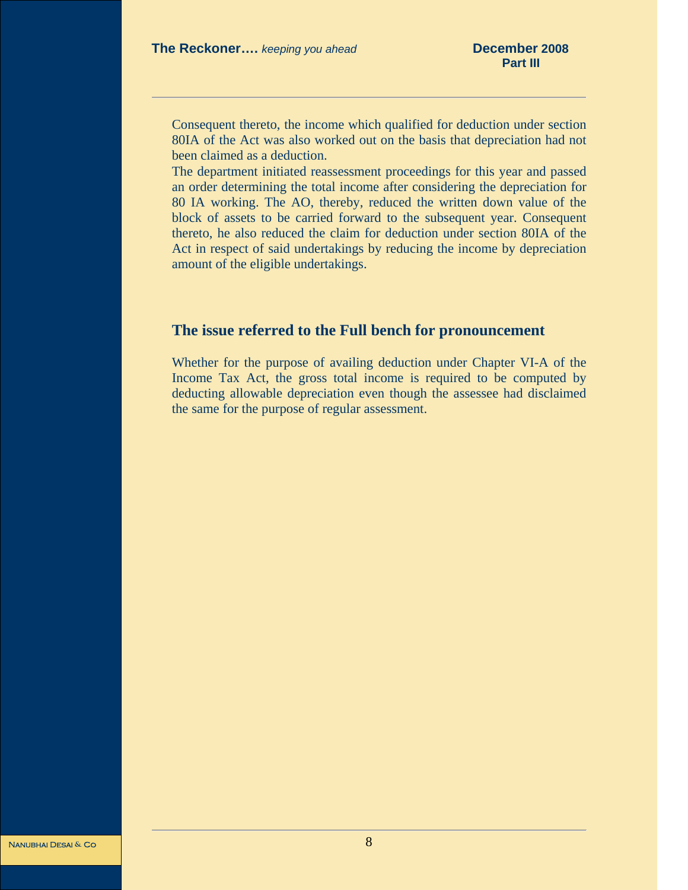Consequent thereto, the income which qualified for deduction under section 80IA of the Act was also worked out on the basis that depreciation had not been claimed as a deduction.

The department initiated reassessment proceedings for this year and passed an order determining the total income after considering the depreciation for 80 IA working. The AO, thereby, reduced the written down value of the block of assets to be carried forward to the subsequent year. Consequent thereto, he also reduced the claim for deduction under section 80IA of the Act in respect of said undertakings by reducing the income by depreciation amount of the eligible undertakings.

## The issue referred to the Full bench for pronouncement

Whether for the purpose of availing deduction under Chapter VI-A of the Income Tax Act, the gross total income is required to be computed by deducting allowable depreciation even though the assessee had disclaimed the same for the purpose of regular assessment.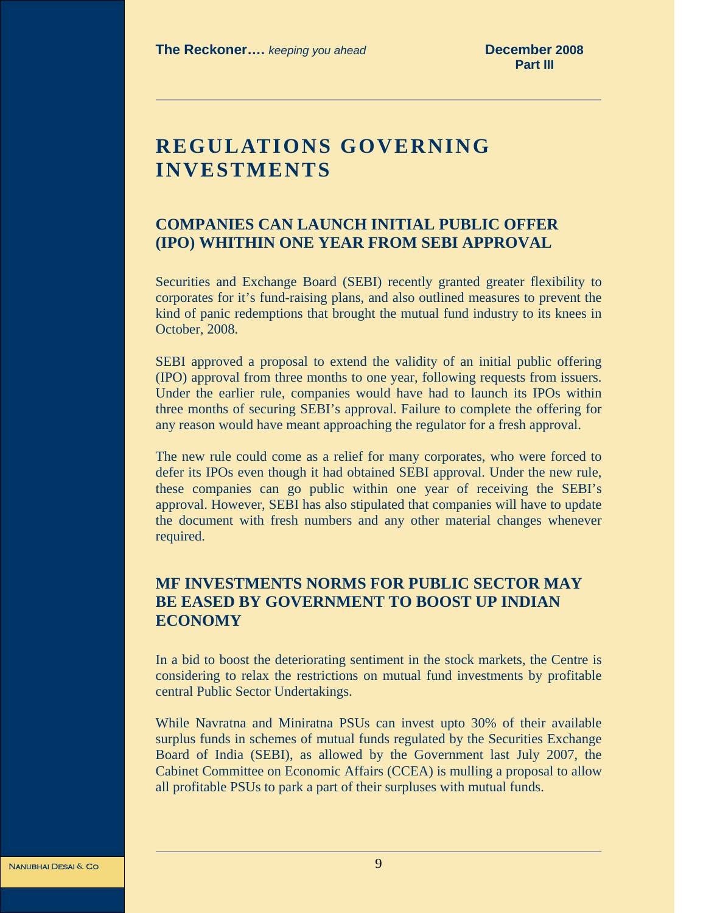# REGULATIONS GOVERNING INVESTMENTS

## COMPANIES CAN LAUNCH INITIAL PUBLIC OFFER (IPO) WHITHIN ONE YEAR FROM SEBI APPROVAL

Securities and Exchange Board (SEBI) recently granted greater flexibility to corporates for it's fund-raising plans, and also outlined measures to prevent the kind of panic redemptions that brought the mutual fund industry to its knees in October, 2008.

SEBI approved a proposal to extend the validity of an initial public offering (IPO) approval from three months to one year, following requests from issuers. Under the earlier rule, companies would have had to launch its IPOs within three months of securing SEBI's approval. Failure to complete the offering for any reason would have meant approaching the regulator for a fresh approval.

The new rule could come as a relief for many corporates, who were forced to defer its IPOs even though it had obtained SEBI approval. Under the new rule, these companies can go public within one year of receiving the SEBI's approval. However, SEBI has also stipulated that companies will have to update the document with fresh numbers and any other material changes whenever required.

## MF INVESTMENTS NORMS FOR PUBLIC SECTOR MAY BE EASED BY GOVERNMENT TO BOOST UP INDIAN ECONOMY

In a bid to boost the deteriorating sentiment in the stock markets, the Centre is considering to relax the restrictions on mutual fund investments by profitable central Public Sector Undertakings.

While Navratna and Miniratna PSUs can invest upto 30% of their available surplus funds in schemes of mutual funds regulated by the Securities Exchange Board of India (SEBI), as allowed by the Government last July 2007, the Cabinet Committee on Economic Affairs (CCEA) is mulling a proposal to allow all profitable PSUs to park a part of their surpluses with mutual funds.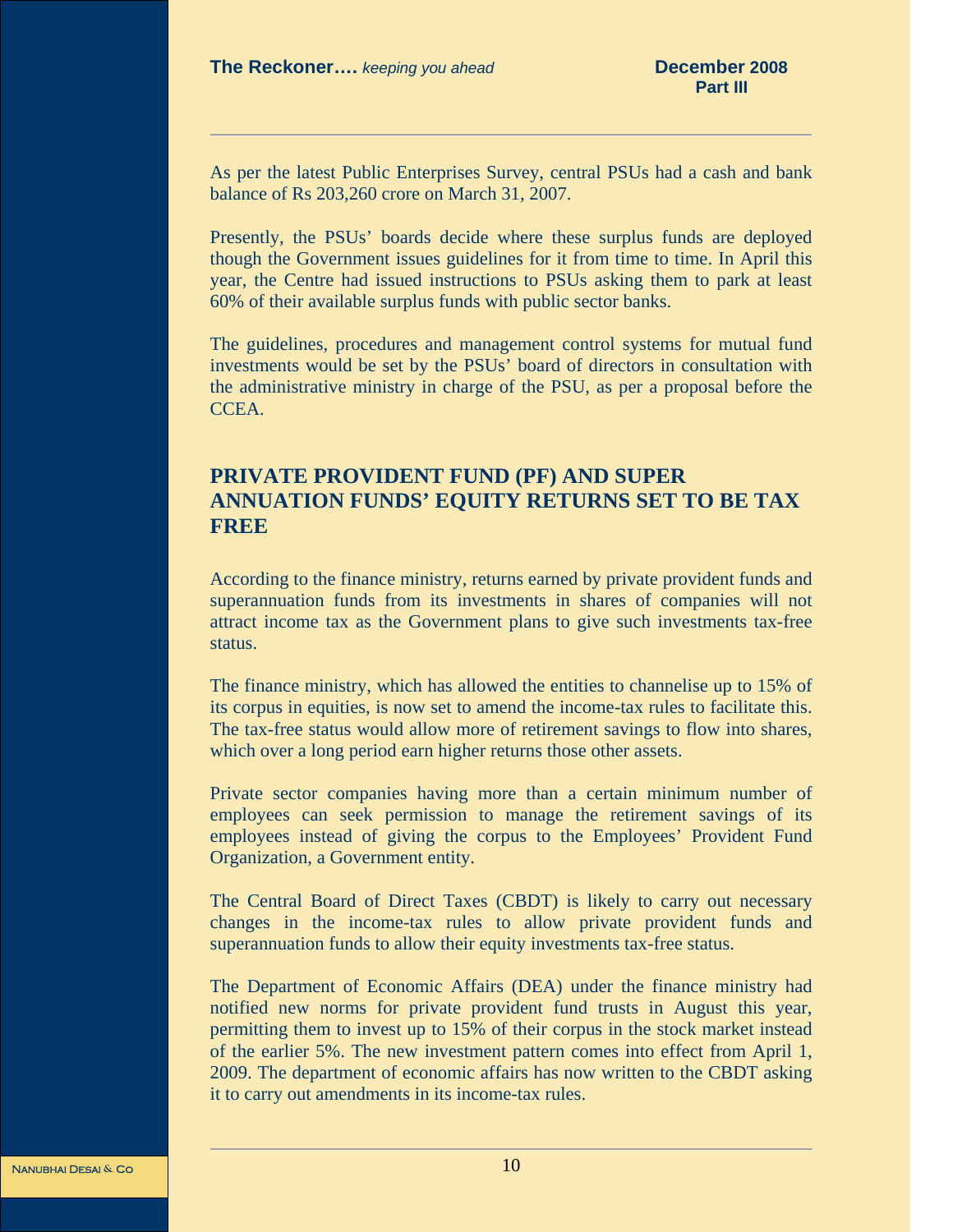As per the latest Public Enterprises Survey, central PSUs had a cash and bank balance of Rs 203,260 crore on March 31, 2007.

Presently, the PSUs' boards decide where these surplus funds are deployed though the Government issues guidelines for it from time to time. In April this year, the Centre had issued instructions to PSUs asking them to park at least 60% of their available surplus funds with public sector banks.

The guidelines, procedures and management control systems for mutual fund investments would be set by the PSUs' board of directors in consultation with the administrative ministry in charge of the PSU, as per a proposal before the CCEA.

## PRIVATE PROVIDENT FUND (PF) AND SUPER ANNUATION FUNDS' EQUITY RETURNS SET TO BE TAX FREE

According to the finance ministry, returns earned by private provident funds and superannuation funds from its investments in shares of companies will not attract income tax as the Government plans to give such investments tax-free status.

The finance ministry, which has allowed the entities to channelise up to 15% of its corpus in equities, is now set to amend the income-tax rules to facilitate this. The tax-free status would allow more of retirement savings to flow into shares, which over a long period earn higher returns those other assets.

Private sector companies having more than a certain minimum number of employees can seek permission to manage the retirement savings of its employees instead of giving the corpus to the Employees' Provident Fund Organization, a Government entity.

The Central Board of Direct Taxes (CBDT) is likely to carry out necessary changes in the income-tax rules to allow private provident funds and superannuation funds to allow their equity investments tax-free status.

The Department of Economic Affairs (DEA) under the finance ministry had notified new norms for private provident fund trusts in August this year, permitting them to invest up to 15% of their corpus in the stock market instead of the earlier 5%. The new investment pattern comes into effect from April 1, 2009. The department of economic affairs has now written to the CBDT asking it to carry out amendments in its income-tax rules.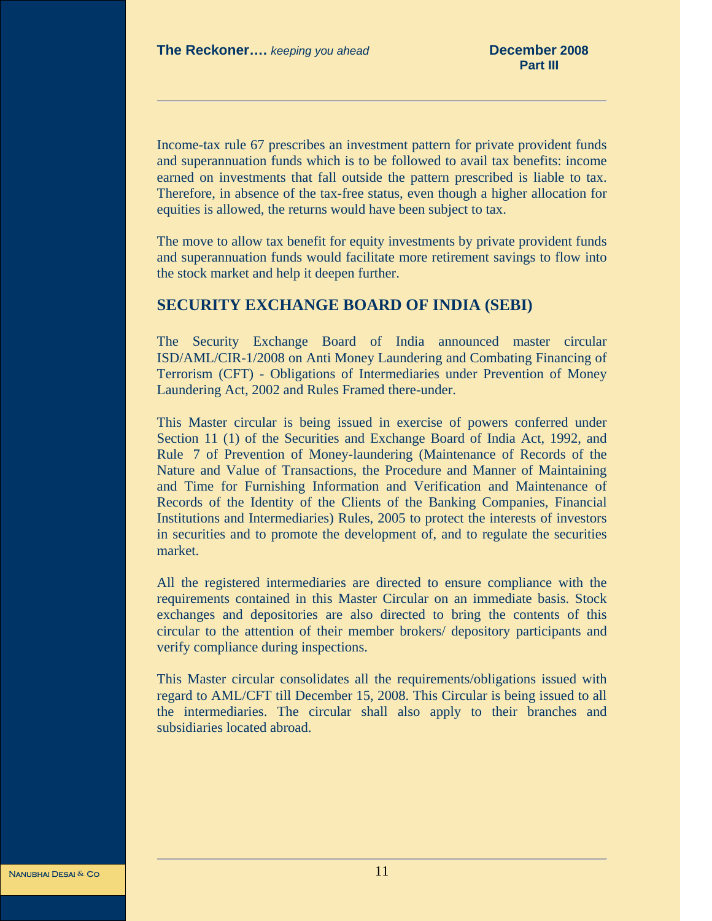Income-tax rule 67 prescribes an investment pattern for private provident funds and superannuation funds which is to be followed to avail tax benefits: income earned on investments that fall outside the pattern prescribed is liable to tax. Therefore, in absence of the tax-free status, even though a higher allocation for equities is allowed, the returns would have been subject to tax.

The move to allow tax benefit for equity investments by private provident funds and superannuation funds would facilitate more retirement savings to flow into the stock market and help it deepen further.

## SECURITY EXCHANGE BOARD OF INDIA (SEBI)

The Security Exchange Board of India announced master circular ISD/AML/CIR-1/2008 on Anti Money Laundering and Combating Financing of Terrorism (CFT) - Obligations of Intermediaries under Prevention of Money Laundering Act, 2002 and Rules Framed there-under.

This Master circular is being issued in exercise of powers conferred under Section 11 (1) of the Securities and Exchange Board of India Act, 1992, and Rule 7 of Prevention of Money-laundering (Maintenance of Records of the Nature and Value of Transactions, the Procedure and Manner of Maintaining and Time for Furnishing Information and Verification and Maintenance of Records of the Identity of the Clients of the Banking Companies, Financial Institutions and Intermediaries) Rules, 2005 to protect the interests of investors in securities and to promote the development of, and to regulate the securities market.

All the registered intermediaries are directed to ensure compliance with the requirements contained in this Master Circular on an immediate basis. Stock exchanges and depositories are also directed to bring the contents of this circular to the attention of their member brokers/ depository participants and verify compliance during inspections.

This Master circular consolidates all the requirements/obligations issued with regard to AML/CFT till December 15, 2008. This Circular is being issued to all the intermediaries. The circular shall also apply to their branches and subsidiaries located abroad.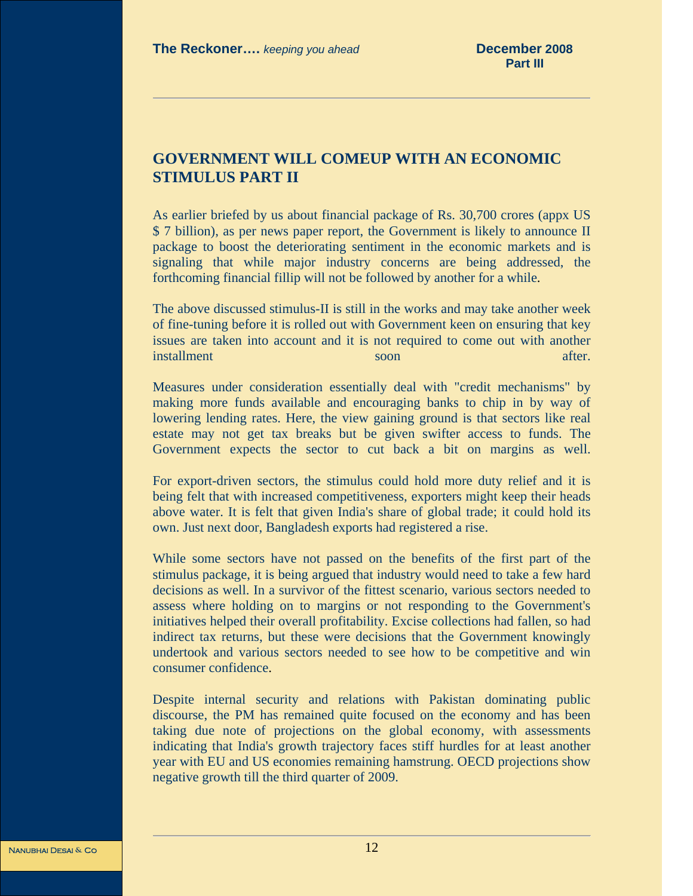## GOVERNMENT WILL COMEUP WITH AN ECONOMIC STIMULUS PART II

As earlier briefed by us about financial package of Rs. 30,700 crores (appx US $ 7 billion), as per news paper report, the Government is likely to announce II package to boost the deteriorating sentiment in the economic markets and is signaling that while major industry concerns are being addressed, the forthcoming financial fillip will not be followed by another for a while.

The above discussed stimulus-II is still in the works and may take another week of fine-tuning before it is rolled out with Government keen on ensuring that key issues are taken into account and it is not required to come out with another installment soon after.

Measures under consideration essentially deal with "credit mechanisms" by making more funds available and encouraging banks to chip in by way of lowering lending rates. Here, the view gaining ground is that sectors like real estate may not get tax breaks but be given swifter access to funds. The Government expects the sector to cut back a bit on margins as well.

For export-driven sectors, the stimulus could hold more duty relief and it is being felt that with increased competitiveness, exporters might keep their heads above water. It is felt that given India's share of global trade; it could hold its own. Just next door, Bangladesh exports had registered a rise.

While some sectors have not passed on the benefits of the first part of the stimulus package, it is being argued that industry would need to take a few hard decisions as well. In a survivor of the fittest scenario, various sectors needed to assess where holding on to margins or not responding to the Government's initiatives helped their overall profitability. Excise collections had fallen, so had indirect tax returns, but these were decisions that the Government knowingly undertook and various sectors needed to see how to be competitive and win consumer confidence.

Despite internal security and relations with Pakistan dominating public discourse, the PM has remained quite focused on the economy and has been taking due note of projections on the global economy, with assessments indicating that India's growth trajectory faces stiff hurdles for at least another year with EU and US economies remaining hamstrung. OECD projections show negative growth till the third quarter of 2009.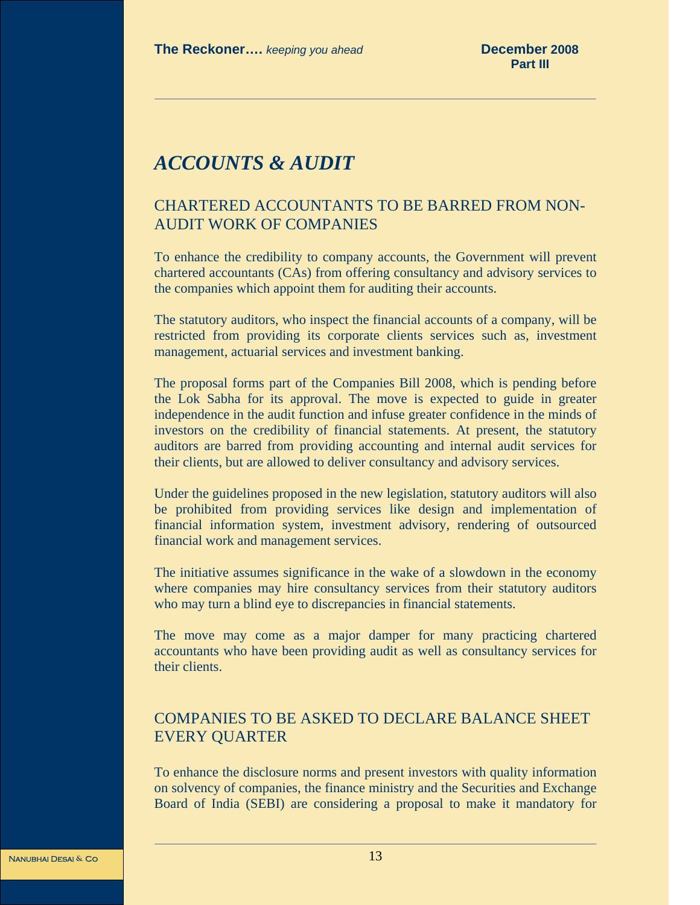# *ACCOUNTS & AUDIT*

## CHARTERED ACCOUNTANTS TO BE BARRED FROM NON-AUDIT WORK OF COMPANIES

To enhance the credibility to company accounts, the Government will prevent chartered accountants (CAs) from offering consultancy and advisory services to the companies which appoint them for auditing their accounts.

The statutory auditors, who inspect the financial accounts of a company, will be restricted from providing its corporate clients services such as, investment management, actuarial services and investment banking.

The proposal forms part of the Companies Bill 2008, which is pending before the Lok Sabha for its approval. The move is expected to guide in greater independence in the audit function and infuse greater confidence in the minds of investors on the credibility of financial statements. At present, the statutory auditors are barred from providing accounting and internal audit services for their clients, but are allowed to deliver consultancy and advisory services.

Under the guidelines proposed in the new legislation, statutory auditors will also be prohibited from providing services like design and implementation of financial information system, investment advisory, rendering of outsourced financial work and management services.

The initiative assumes significance in the wake of a slowdown in the economy where companies may hire consultancy services from their statutory auditors who may turn a blind eye to discrepancies in financial statements.

The move may come as a major damper for many practicing chartered accountants who have been providing audit as well as consultancy services for their clients.

## COMPANIES TO BE ASKED TO DECLARE BALANCE SHEET EVERY QUARTER

To enhance the disclosure norms and present investors with quality information on solvency of companies, the finance ministry and the Securities and Exchange Board of India (SEBI) are considering a proposal to make it mandatory for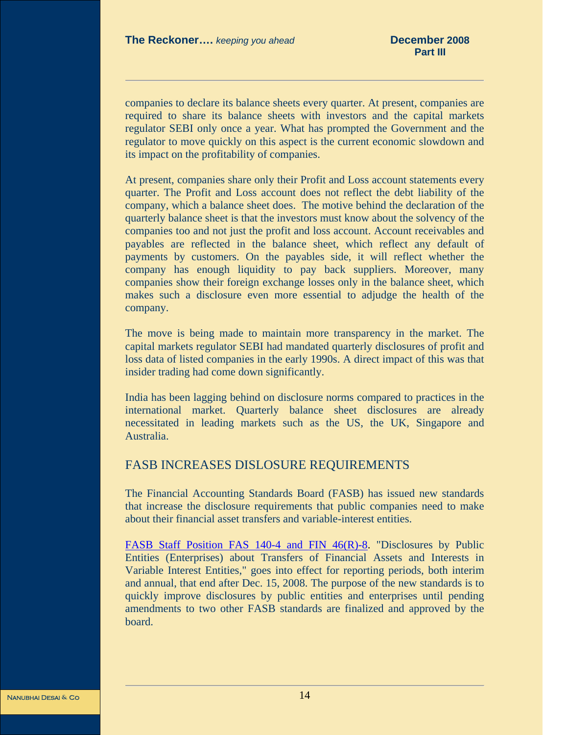companies to declare its balance sheets every quarter. At present, companies are required to share its balance sheets with investors and the capital markets regulator SEBI only once a year. What has prompted the Government and the regulator to move quickly on this aspect is the current economic slowdown and its impact on the profitability of companies.

At present, companies share only their Profit and Loss account statements every quarter. The Profit and Loss account does not reflect the debt liability of the company, which a balance sheet does. The motive behind the declaration of the quarterly balance sheet is that the investors must know about the solvency of the companies too and not just the profit and loss account. Account receivables and payables are reflected in the balance sheet, which reflect any default of payments by customers. On the payables side, it will reflect whether the company has enough liquidity to pay back suppliers. Moreover, many companies show their foreign exchange losses only in the balance sheet, which makes such a disclosure even more essential to adjudge the health of the company.

The move is being made to maintain more transparency in the market. The capital markets regulator SEBI had mandated quarterly disclosures of profit and loss data of listed companies in the early 1990s. A direct impact of this was that insider trading had come down significantly.

India has been lagging behind on disclosure norms compared to practices in the international market. Quarterly balance sheet disclosures are already necessitated in leading markets such as the US, the UK, Singapore and Australia.

## FASB INCREASES DISLOSURE REQUIREMENTS

The Financial Accounting Standards Board (FASB) has issued new standards that increase the disclosure requirements that public companies need to make about their financial asset transfers and variable-interest entities.

FASB Staff Position FAS 140-4 and FIN 46(R)-8. "Disclosures by Public Entities (Enterprises) about Transfers of Financial Assets and Interests in Variable Interest Entities," goes into effect for reporting periods, both interim and annual, that end after Dec. 15, 2008. The purpose of the new standards is to quickly improve disclosures by public entities and enterprises until pending amendments to two other FASB standards are finalized and approved by the board.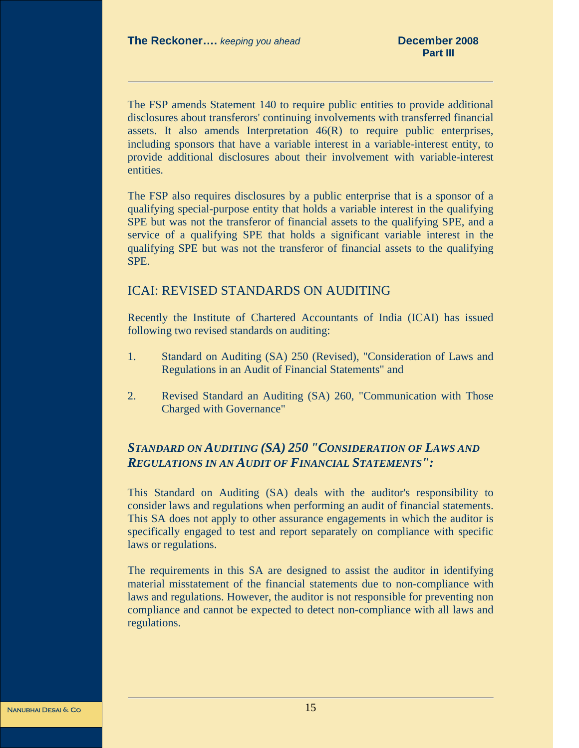The FSP amends Statement 140 to require public entities to provide additional disclosures about transferors' continuing involvements with transferred financial assets. It also amends Interpretation 46(R) to require public enterprises, including sponsors that have a variable interest in a variable-interest entity, to provide additional disclosures about their involvement with variable-interest entities.

The FSP also requires disclosures by a public enterprise that is a sponsor of a qualifying special-purpose entity that holds a variable interest in the qualifying SPE but was not the transferor of financial assets to the qualifying SPE, and a service of a qualifying SPE that holds a significant variable interest in the qualifying SPE but was not the transferor of financial assets to the qualifying SPE.

## ICAI: REVISED STANDARDS ON AUDITING

Recently the Institute of Chartered Accountants of India (ICAI) has issued following two revised standards on auditing:

1. Standard on Auditing (SA) 250 (Revised), "Consideration of Laws and Regulations in an Audit of Financial Statements" and

2. Revised Standard an Auditing (SA) 260, "Communication with Those Charged with Governance"

### *STANDARD ON AUDITING (SA) 250 "CONSIDERATION OF LAWS AND REGULATIONS IN AN AUDIT OF FINANCIAL STATEMENTS":*

This Standard on Auditing (SA) deals with the auditor's responsibility to consider laws and regulations when performing an audit of financial statements. This SA does not apply to other assurance engagements in which the auditor is specifically engaged to test and report separately on compliance with specific laws or regulations.

The requirements in this SA are designed to assist the auditor in identifying material misstatement of the financial statements due to non-compliance with laws and regulations. However, the auditor is not responsible for preventing non compliance and cannot be expected to detect non-compliance with all laws and regulations.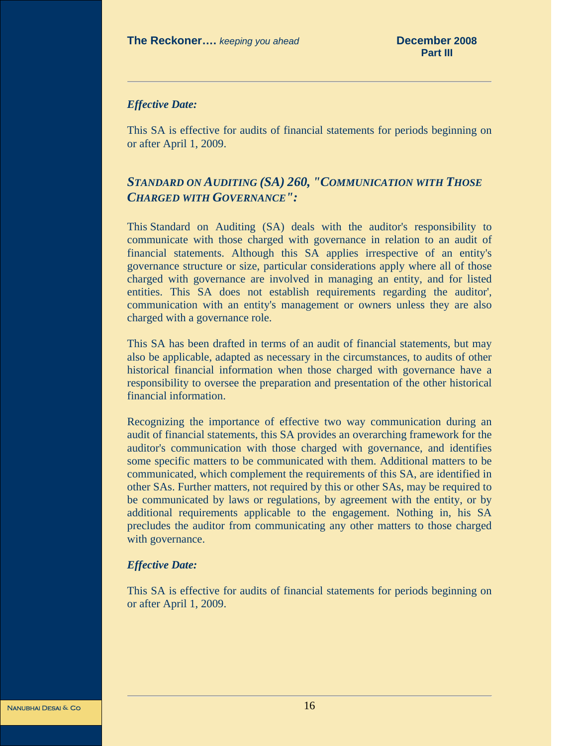***Effective Date:***

This SA is effective for audits of financial statements for periods beginning on or after April 1, 2009.

## ***STANDARD ON AUDITING (SA) 260, "COMMUNICATION WITH THOSE CHARGED WITH GOVERNANCE":***

This Standard on Auditing (SA) deals with the auditor's responsibility to communicate with those charged with governance in relation to an audit of financial statements. Although this SA applies irrespective of an entity's governance structure or size, particular considerations apply where all of those charged with governance are involved in managing an entity, and for listed entities. This SA does not establish requirements regarding the auditor', communication with an entity's management or owners unless they are also charged with a governance role.

This SA has been drafted in terms of an audit of financial statements, but may also be applicable, adapted as necessary in the circumstances, to audits of other historical financial information when those charged with governance have a responsibility to oversee the preparation and presentation of the other historical financial information.

Recognizing the importance of effective two way communication during an audit of financial statements, this SA provides an overarching framework for the auditor's communication with those charged with governance, and identifies some specific matters to be communicated with them. Additional matters to be communicated, which complement the requirements of this SA, are identified in other SAs. Further matters, not required by this or other SAs, may be required to be communicated by laws or regulations, by agreement with the entity, or by additional requirements applicable to the engagement. Nothing in, his SA precludes the auditor from communicating any other matters to those charged with governance.

***Effective Date:***

This SA is effective for audits of financial statements for periods beginning on or after April 1, 2009.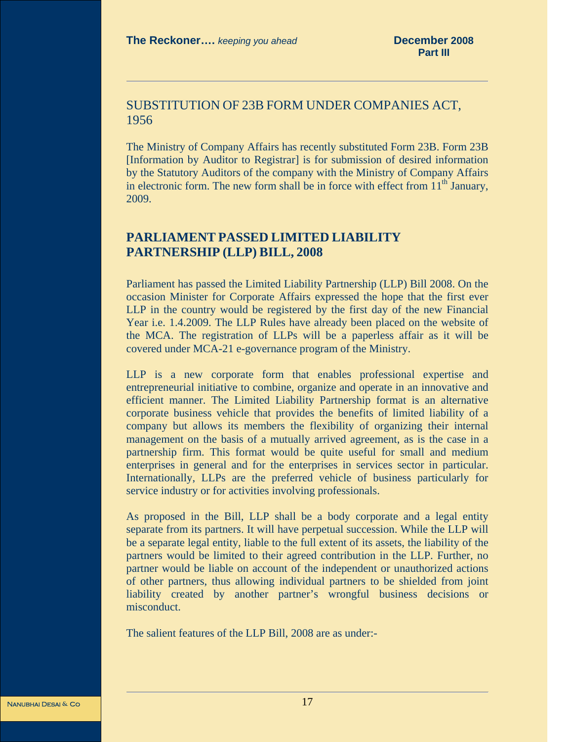## SUBSTITUTION OF 23B FORM UNDER COMPANIES ACT, 1956

The Ministry of Company Affairs has recently substituted Form 23B. Form 23B [Information by Auditor to Registrar] is for submission of desired information by the Statutory Auditors of the company with the Ministry of Company Affairs in electronic form. The new form shall be in force with effect from 11th January, 2009.

## PARLIAMENT PASSED LIMITED LIABILITY PARTNERSHIP (LLP) BILL, 2008

Parliament has passed the Limited Liability Partnership (LLP) Bill 2008. On the occasion Minister for Corporate Affairs expressed the hope that the first ever LLP in the country would be registered by the first day of the new Financial Year i.e. 1.4.2009. The LLP Rules have already been placed on the website of the MCA. The registration of LLPs will be a paperless affair as it will be covered under MCA-21 e-governance program of the Ministry.

LLP is a new corporate form that enables professional expertise and entrepreneurial initiative to combine, organize and operate in an innovative and efficient manner. The Limited Liability Partnership format is an alternative corporate business vehicle that provides the benefits of limited liability of a company but allows its members the flexibility of organizing their internal management on the basis of a mutually arrived agreement, as is the case in a partnership firm. This format would be quite useful for small and medium enterprises in general and for the enterprises in services sector in particular. Internationally, LLPs are the preferred vehicle of business particularly for service industry or for activities involving professionals.

As proposed in the Bill, LLP shall be a body corporate and a legal entity separate from its partners. It will have perpetual succession. While the LLP will be a separate legal entity, liable to the full extent of its assets, the liability of the partners would be limited to their agreed contribution in the LLP. Further, no partner would be liable on account of the independent or unauthorized actions of other partners, thus allowing individual partners to be shielded from joint liability created by another partner's wrongful business decisions or misconduct.

The salient features of the LLP Bill, 2008 are as under:-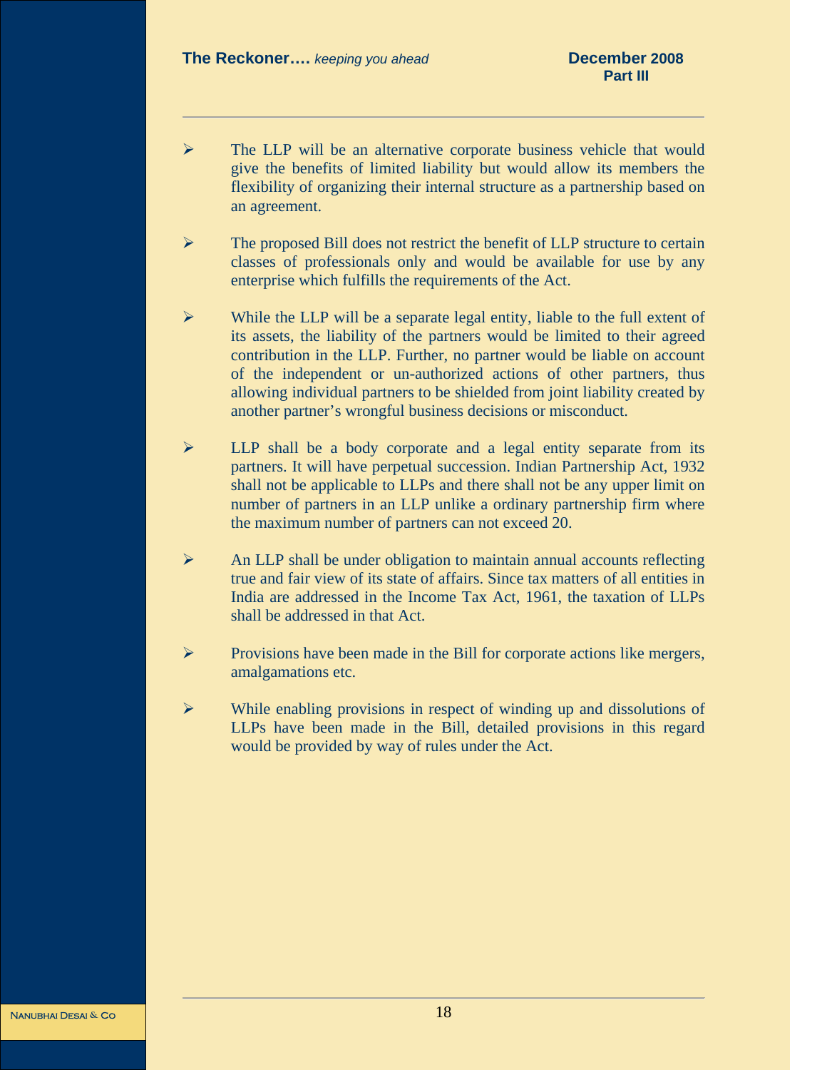- The LLP will be an alternative corporate business vehicle that would give the benefits of limited liability but would allow its members the flexibility of organizing their internal structure as a partnership based on an agreement.

- The proposed Bill does not restrict the benefit of LLP structure to certain classes of professionals only and would be available for use by any enterprise which fulfills the requirements of the Act.

- While the LLP will be a separate legal entity, liable to the full extent of its assets, the liability of the partners would be limited to their agreed contribution in the LLP. Further, no partner would be liable on account of the independent or un-authorized actions of other partners, thus allowing individual partners to be shielded from joint liability created by another partner's wrongful business decisions or misconduct.

- LLP shall be a body corporate and a legal entity separate from its partners. It will have perpetual succession. Indian Partnership Act, 1932 shall not be applicable to LLPs and there shall not be any upper limit on number of partners in an LLP unlike a ordinary partnership firm where the maximum number of partners can not exceed 20.

- An LLP shall be under obligation to maintain annual accounts reflecting true and fair view of its state of affairs. Since tax matters of all entities in India are addressed in the Income Tax Act, 1961, the taxation of LLPs shall be addressed in that Act.

- Provisions have been made in the Bill for corporate actions like mergers, amalgamations etc.

- While enabling provisions in respect of winding up and dissolutions of LLPs have been made in the Bill, detailed provisions in this regard would be provided by way of rules under the Act.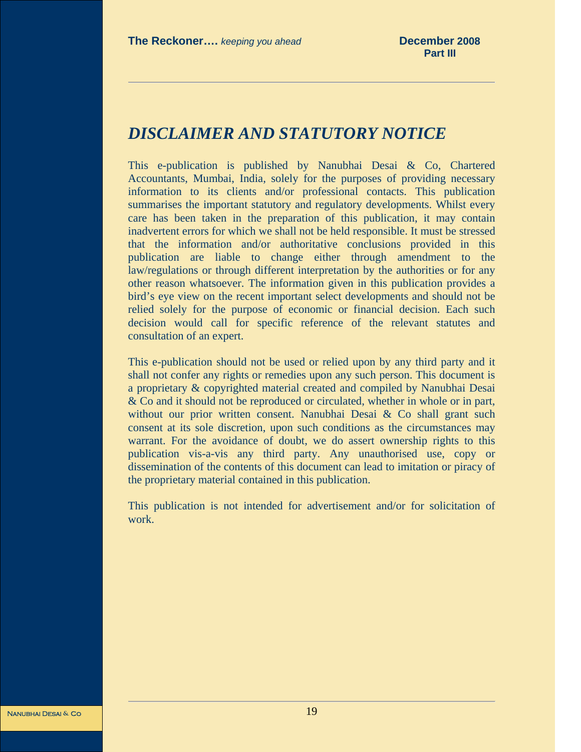# *DISCLAIMER AND STATUTORY NOTICE*

This e-publication is published by Nanubhai Desai & Co, Chartered Accountants, Mumbai, India, solely for the purposes of providing necessary information to its clients and/or professional contacts. This publication summarises the important statutory and regulatory developments. Whilst every care has been taken in the preparation of this publication, it may contain inadvertent errors for which we shall not be held responsible. It must be stressed that the information and/or authoritative conclusions provided in this publication are liable to change either through amendment to the law/regulations or through different interpretation by the authorities or for any other reason whatsoever. The information given in this publication provides a bird's eye view on the recent important select developments and should not be relied solely for the purpose of economic or financial decision. Each such decision would call for specific reference of the relevant statutes and consultation of an expert.

This e-publication should not be used or relied upon by any third party and it shall not confer any rights or remedies upon any such person. This document is a proprietary & copyrighted material created and compiled by Nanubhai Desai & Co and it should not be reproduced or circulated, whether in whole or in part, without our prior written consent. Nanubhai Desai & Co shall grant such consent at its sole discretion, upon such conditions as the circumstances may warrant. For the avoidance of doubt, we do assert ownership rights to this publication vis-a-vis any third party. Any unauthorised use, copy or dissemination of the contents of this document can lead to imitation or piracy of the proprietary material contained in this publication.

This publication is not intended for advertisement and/or for solicitation of work.